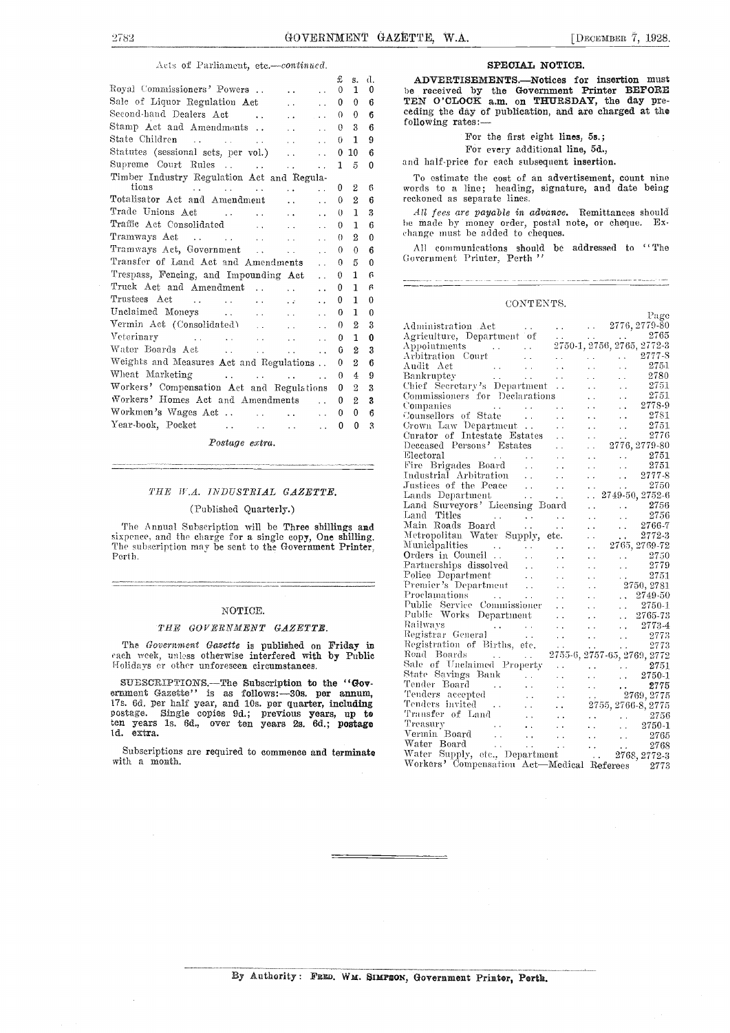Acts of Parliament, etc.—*continued.*

| | £ | s. | d. |
|---|---|---|---|
| Royal Commissioners' Powers .. | 0 | 1 | 0 |
| Sale of Liquor Regulation Act .. | 0 | 0 | 6 |
| Second-hand Dealers Act .. | 0 | 0 | 6 |
| Stamp Act and Amendments .. | 0 | 3 | 6 |
| State Children .. | 0 | 1 | 9 |
| Statutes (sessional sets, per vol.) .. | 0 | 10 | 6 |
| Supreme Court Rules .. | 1 | 5 | 0 |
| Timber Industry Regulation Act and Regulations .. | 0 | 2 | 6 |
| Totalisator Act and Amendment .. | 0 | 2 | 6 |
| Trade Unions Act .. | 0 | 1 | 3 |
| Traffic Act Consolidated .. | 0 | 1 | 6 |
| Tramways Act .. | 0 | 2 | 0 |
| Tramways Act, Government .. | 0 | 0 | 6 |
| Transfer of Land Act and Amendments .. | 0 | 5 | 0 |
| Trespass, Fencing, and Impounding Act .. | 0 | 1 | 6 |
| Truck Act and Amendment .. | 0 | 1 | 6 |
| Trustees Act .. | 0 | 1 | 0 |
| Unclaimed Moneys .. | 0 | 1 | 0 |
| Vermin Act (Consolidated) .. | 0 | 2 | 3 |
| Veterinary .. | 0 | 1 | 0 |
| Water Boards Act .. | 0 | 2 | 3 |
| Weights and Measures Act and Regulations .. | 0 | 2 | 6 |
| Wheat Marketing .. | 0 | 4 | 9 |
| Workers' Compensation Act and Regulations | 0 | 2 | 3 |
| Workers' Homes Act and Amendments .. | 0 | 2 | 3 |
| Workmen's Wages Act .. | 0 | 0 | 6 |
| Year-book, Pocket .. | 0 | 0 | 3 |

*Postage extra.*

## *THE W.A. INDUSTRIAL GAZETTE.*

(Published Quarterly.)

The Annual Subscription will be **Three shillings and sixpence**, and the charge for a single copy, **One shilling.** The subscription may be sent to the **Government Printer,** Perth.

## NOTICE.

### *THE GOVERNMENT GAZETTE.*

The *Government Gazette* is published on **Friday** in each week, unless otherwise interfered with by Public Holidays or other unforeseen circumstances.

**SUBSCRIPTIONS.—The Subscription to the "Government Gazette" is as follows:—30s. per annum, 17s. 6d. per half year, and 10s. per quarter, including postage. Single copies 9d.; previous years, up to ten years 1s. 6d., over ten years 2s. 6d.; postage 1d. extra.**

Subscriptions are **required to commence and terminate** with a month.

## SPECIAL NOTICE.

**ADVERTISEMENTS.—Notices for insertion must** be received by the **Government Printer BEFORE TEN O'CLOCK a.m. on THURSDAY, the day preceding the day of publication, and are charged at the** following rates:—

For the first eight lines, **5s.;**

For every additional line, **5d.,**

and half-price for each subsequent insertion.

To estimate the cost of an advertisement, count nine words to a line; heading, signature, and date being reckoned as separate lines.

*All fees are payable in advance.* Remittances should be made by money order, postal note, or cheque. Exchange must be added to cheques.

All communications should be addressed to "The Government Printer, Perth."

## CONTENTS.

| | Page |
|---|---|
| Administration Act .. | 2776, 2779-80 |
| Agriculture, Department of .. | 2765 |
| Appointments .. | 2750-1, 2756, 2765, 2772-3 |
| Arbitration Court .. | 2777-8 |
| Audit Act .. | 2751 |
| Bankruptcy .. | 2780 |
| Chief Secretary's Department .. | 2751 |
| Commissioners for Declarations .. | 2751 |
| Companies .. | 2778-9 |
| Counsellors of State .. | 2781 |
| Crown Law Department .. | 2751 |
| Curator of Intestate Estates .. | 2776 |
| Deceased Persons' Estates .. | 2776, 2779-80 |
| Electoral .. | 2751 |
| Fire Brigades Board .. | 2751 |
| Industrial Arbitration .. | 2777-8 |
| Justices of the Peace .. | 2750 |
| Lands Department .. | 2749-50, 2752-6 |
| Land Surveyors' Licensing Board .. | 2756 |
| Land Titles .. | 2756 |
| Main Roads Board .. | 2766-7 |
| Metropolitan Water Supply, etc. .. | 2772-3 |
| Municipalities .. | 2765, 2769-72 |
| Orders in Council .. | 2750 |
| Partnerships dissolved .. | 2779 |
| Police Department .. | 2751 |
| Premier's Department .. | 2750, 2781 |
| Proclamations .. | 2749-50 |
| Public Service Commissioner .. | 2750-1 |
| Public Works Department .. | 2765-73 |
| Railways .. | 2773-4 |
| Registrar General .. | 2773 |
| Registration of Births, etc. .. | 2773 |
| Road Boards .. | 2755-6, 2757-65, 2769, 2772 |
| Sale of Unclaimed Property .. | 2751 |
| State Savings Bank .. | 2750-1 |
| Tender Board .. | 2775 |
| Tenders accepted .. | 2769, 2775 |
| Tenders invited .. | 2755, 2766-8, 2775 |
| Transfer of Land .. | 2756 |
| Treasury .. | 2750-1 |
| Vermin Board .. | 2765 |
| Water Board .. | 2768 |
| Water Supply, etc., Department .. | 2768, 2772-3 |
| Workers' Compensation Act—Medical Referees | 2773 |

By Authority: FRED. WM. SIMPSON, Government Printer, Perth.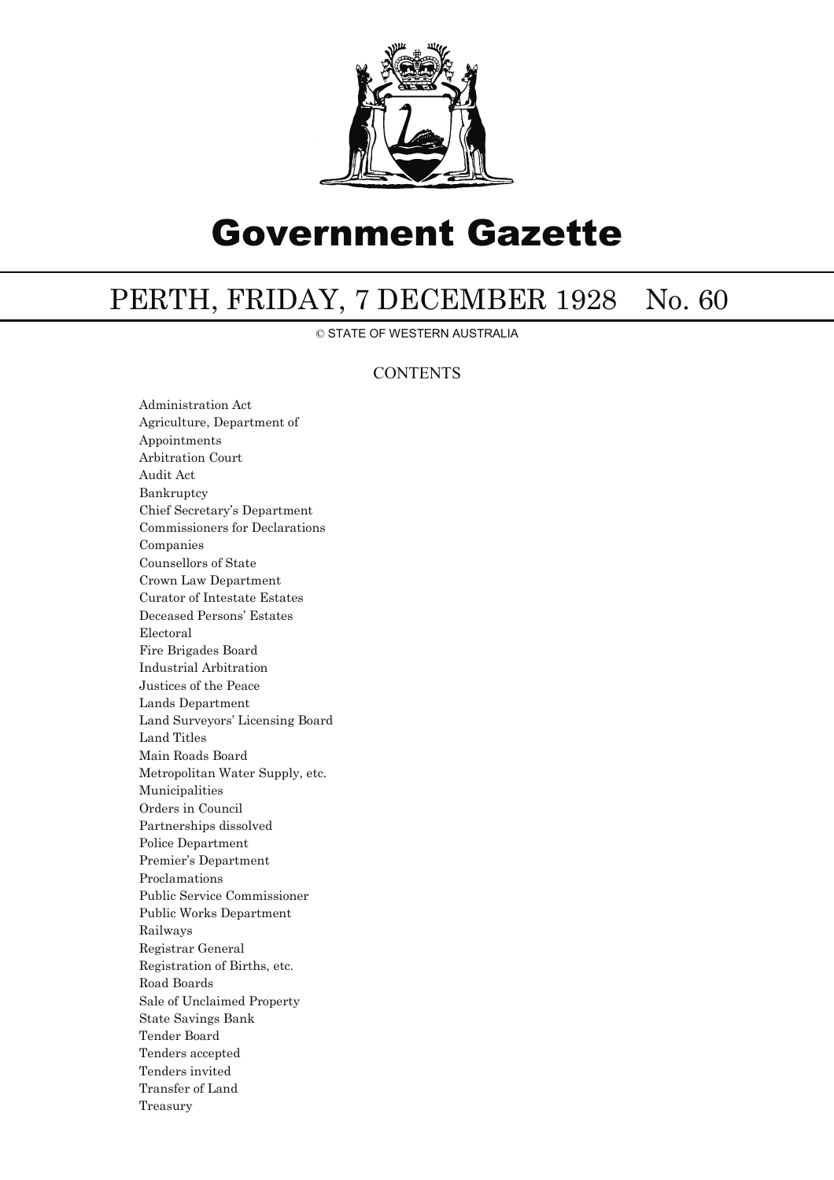# Government Gazette

## PERTH, FRIDAY, 7 DECEMBER 1928 No. 60

© STATE OF WESTERN AUSTRALIA

### CONTENTS

Administration Act
Agriculture, Department of
Appointments
Arbitration Court
Audit Act
Bankruptcy
Chief Secretary's Department
Commissioners for Declarations
Companies
Counsellors of State
Crown Law Department
Curator of Intestate Estates
Deceased Persons' Estates
Electoral
Fire Brigades Board
Industrial Arbitration
Justices of the Peace
Lands Department
Land Surveyors' Licensing Board
Land Titles
Main Roads Board
Metropolitan Water Supply, etc.
Municipalities
Orders in Council
Partnerships dissolved
Police Department
Premier's Department
Proclamations
Public Service Commissioner
Public Works Department
Railways
Registrar General
Registration of Births, etc.
Road Boards
Sale of Unclaimed Property
State Savings Bank
Tender Board
Tenders accepted
Tenders invited
Transfer of Land
Treasury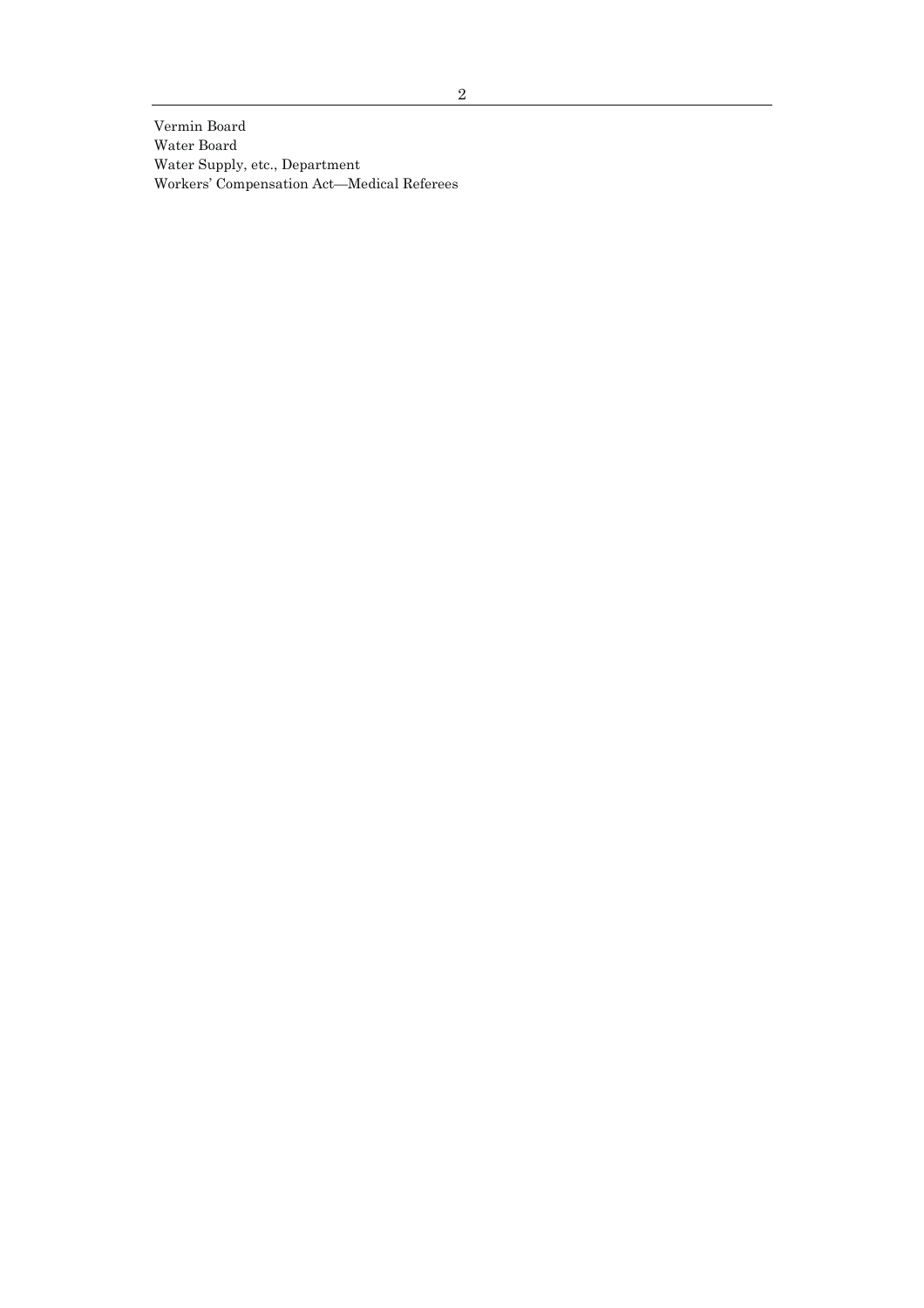Vermin Board
Water Board
Water Supply, etc., Department
Workers' Compensation Act—Medical Referees